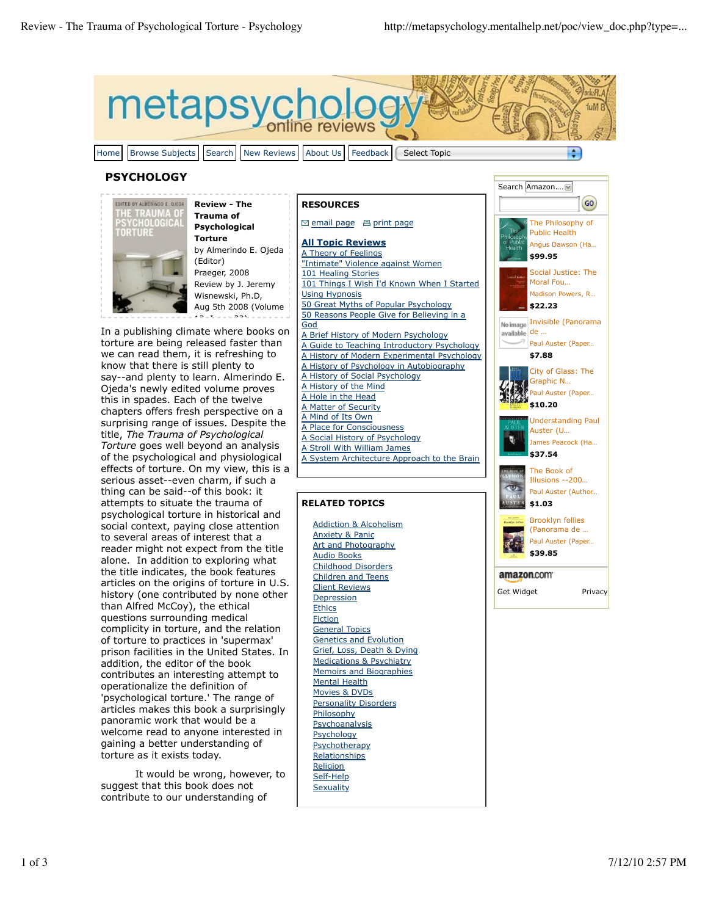metapsychology online reviews

Home | Browse Subjects | Search | New Reviews | About Us | Feedback | Select Topic

## PSYCHOLOGY

**Review - The Trauma of Psychological Torture**
by Almerindo E. Ojeda (Editor)
Praeger, 2008
Review by J. Jeremy Wisnewski, Ph.D,
Aug 5th 2008 (Volume 12...

In a publishing climate where books on torture are being released faster than we can read them, it is refreshing to know that there is still plenty to say--and plenty to learn. Almerindo E. Ojeda's newly edited volume proves this in spades. Each of the twelve chapters offers fresh perspective on a surprising range of issues. Despite the title, *The Trauma of Psychological Torture* goes well beyond an analysis of the psychological and physiological effects of torture. On my view, this is a serious asset--even charm, if such a thing can be said--of this book: it attempts to situate the trauma of psychological torture in historical and social context, paying close attention to several areas of interest that a reader might not expect from the title alone. In addition to exploring what the title indicates, the book features articles on the origins of torture in U.S. history (one contributed by none other than Alfred McCoy), the ethical questions surrounding medical complicity in torture, and the relation of torture to practices in 'supermax' prison facilities in the United States. In addition, the editor of the book contributes an interesting attempt to operationalize the definition of 'psychological torture.' The range of articles makes this book a surprisingly panoramic work that would be a welcome read to anyone interested in gaining a better understanding of torture as it exists today.

It would be wrong, however, to suggest that this book does not contribute to our understanding of

### RESOURCES

email page | print page

**All Topic Reviews**

- A Theory of Feelings
- "Intimate" Violence against Women
- 101 Healing Stories
- 101 Things I Wish I'd Known When I Started Using Hypnosis
- 50 Great Myths of Popular Psychology
- 50 Reasons People Give for Believing in a God
- A Brief History of Modern Psychology
- A Guide to Teaching Introductory Psychology
- A History of Modern Experimental Psychology
- A History of Psychology in Autobiography
- A History of Social Psychology
- A History of the Mind
- A Hole in the Head
- A Matter of Security
- A Mind of Its Own
- A Place for Consciousness
- A Social History of Psychology
- A Stroll With William James
- A System Architecture Approach to the Brain

### RELATED TOPICS

- Addiction & Alcoholism
- Anxiety & Panic
- Art and Photography
- Audio Books
- Childhood Disorders
- Children and Teens
- Client Reviews
- Depression
- Ethics
- Fiction
- General Topics
- Genetics and Evolution
- Grief, Loss, Death & Dying
- Medications & Psychiatry
- Memoirs and Biographies
- Mental Health
- Movies & DVDs
- Personality Disorders
- Philosophy
- Psychoanalysis
- Psychology
- Psychotherapy
- Relationships
- Religion
- Self-Help
- Sexuality

Search Amazon....

- The Philosophy of Public Health — Angus Dawson (Ha... — $99.95
- Social Justice: The Moral Fou... — Madison Powers, R... — $22.23
- Invisible (Panorama de ... — Paul Auster (Paper... — $7.88
- City of Glass: The Graphic N... — Paul Auster (Paper... — $10.20
- Understanding Paul Auster (U... — James Peacock (Ha... — $37.54
- The Book of Illusions --200... — Paul Auster (Author... — $1.03
- Brooklyn follies (Panorama de ... — Paul Auster (Paper... — $39.85

amazon.com
Get Widget | Privacy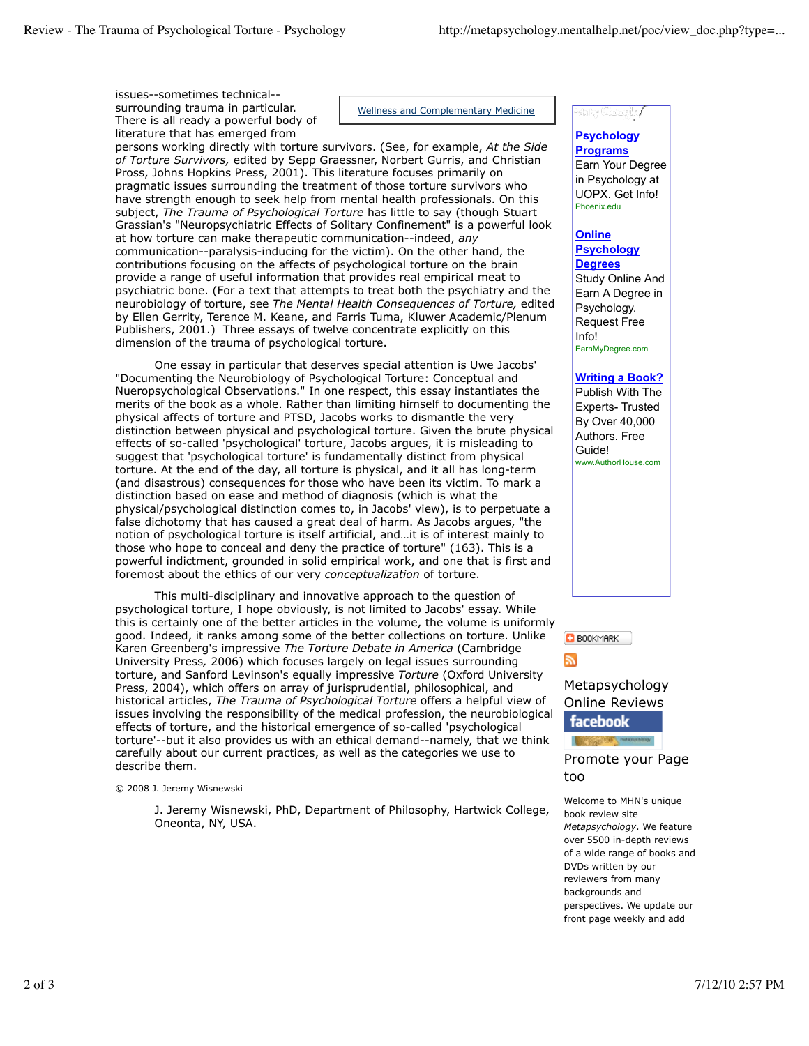issues--sometimes technical--surrounding trauma in particular. There is all ready a powerful body of literature that has emerged from persons working directly with torture survivors. (See, for example, *At the Side of Torture Survivors,* edited by Sepp Graessner, Norbert Gurris, and Christian Pross, Johns Hopkins Press, 2001). This literature focuses primarily on pragmatic issues surrounding the treatment of those torture survivors who have strength enough to seek help from mental health professionals. On this subject, *The Trauma of Psychological Torture* has little to say (though Stuart Grassian's "Neuropsychiatric Effects of Solitary Confinement" is a powerful look at how torture can make therapeutic communication--indeed, *any* communication--paralysis-inducing for the victim). On the other hand, the contributions focusing on the affects of psychological torture on the brain provide a range of useful information that provides real empirical meat to psychiatric bone. (For a text that attempts to treat both the psychiatry and the neurobiology of torture, see *The Mental Health Consequences of Torture,* edited by Ellen Gerrity, Terence M. Keane, and Farris Tuma, Kluwer Academic/Plenum Publishers, 2001.) Three essays of twelve concentrate explicitly on this dimension of the trauma of psychological torture.

One essay in particular that deserves special attention is Uwe Jacobs' "Documenting the Neurobiology of Psychological Torture: Conceptual and Nueropsychological Observations." In one respect, this essay instantiates the merits of the book as a whole. Rather than limiting himself to documenting the physical affects of torture and PTSD, Jacobs works to dismantle the very distinction between physical and psychological torture. Given the brute physical effects of so-called 'psychological' torture, Jacobs argues, it is misleading to suggest that 'psychological torture' is fundamentally distinct from physical torture. At the end of the day, all torture is physical, and it all has long-term (and disastrous) consequences for those who have been its victim. To mark a distinction based on ease and method of diagnosis (which is what the physical/psychological distinction comes to, in Jacobs' view), is to perpetuate a false dichotomy that has caused a great deal of harm. As Jacobs argues, "the notion of psychological torture is itself artificial, and…it is of interest mainly to those who hope to conceal and deny the practice of torture" (163). This is a powerful indictment, grounded in solid empirical work, and one that is first and foremost about the ethics of our very *conceptualization* of torture.

This multi-disciplinary and innovative approach to the question of psychological torture, I hope obviously, is not limited to Jacobs' essay. While this is certainly one of the better articles in the volume, the volume is uniformly good. Indeed, it ranks among some of the better collections on torture. Unlike Karen Greenberg's impressive *The Torture Debate in America* (Cambridge University Press*,* 2006) which focuses largely on legal issues surrounding torture, and Sanford Levinson's equally impressive *Torture* (Oxford University Press, 2004), which offers on array of jurisprudential, philosophical, and historical articles, *The Trauma of Psychological Torture* offers a helpful view of issues involving the responsibility of the medical profession, the neurobiological effects of torture, and the historical emergence of so-called 'psychological torture'--but it also provides us with an ethical demand--namely, that we think carefully about our current practices, as well as the categories we use to describe them.

© 2008 J. Jeremy Wisnewski

J. Jeremy Wisnewski, PhD, Department of Philosophy, Hartwick College, Oneonta, NY, USA.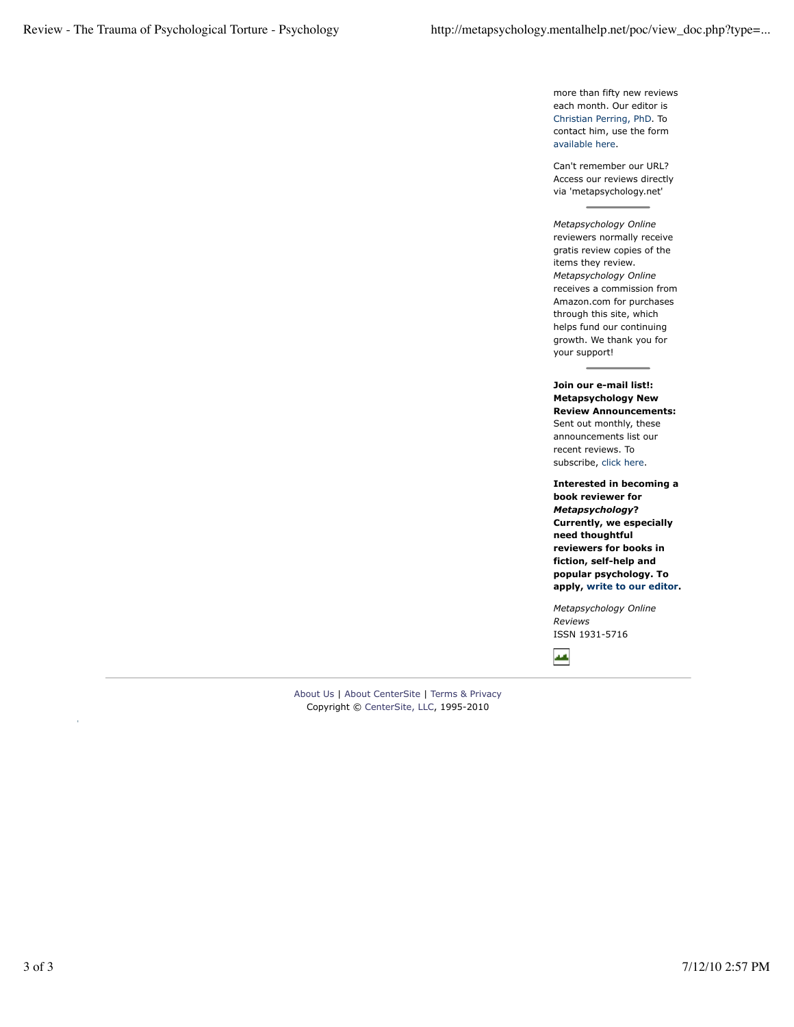more than fifty new reviews each month. Our editor is Christian Perring, PhD. To contact him, use the form available here.

Can't remember our URL? Access our reviews directly via 'metapsychology.net'

---

*Metapsychology Online* reviewers normally receive gratis review copies of the items they review. *Metapsychology Online* receives a commission from Amazon.com for purchases through this site, which helps fund our continuing growth. We thank you for your support!

---

**Join our e-mail list!: Metapsychology New Review Announcements:** Sent out monthly, these announcements list our recent reviews. To subscribe, click here.

**Interested in becoming a book reviewer for *Metapsychology*? Currently, we especially need thoughtful reviewers for books in fiction, self-help and popular psychology. To apply, write to our editor.**

*Metapsychology Online Reviews*
ISSN 1931-5716

---

About Us | About CenterSite | Terms & Privacy
Copyright © CenterSite, LLC, 1995-2010